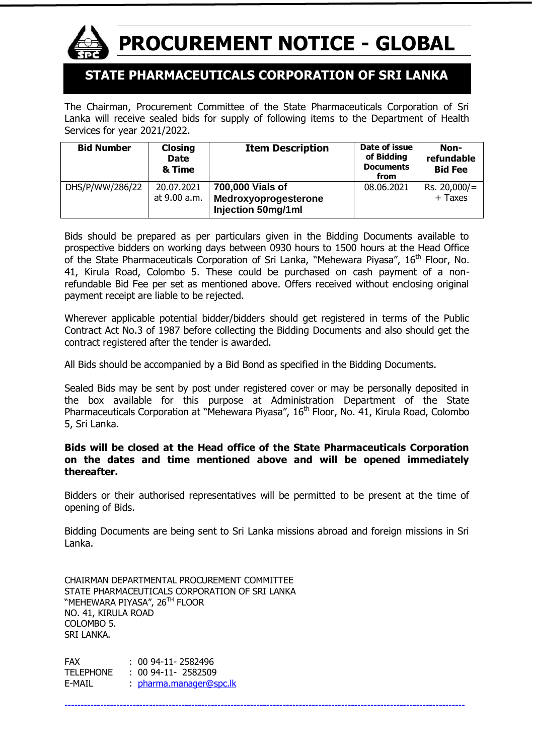# PROCUREMENT NOTICE - GLOBAL

## STATE PHARMACEUTICALS CORPORATION OF SRI LANKA

The Chairman, Procurement Committee of the State Pharmaceuticals Corporation of Sri Lanka will receive sealed bids for supply of following items to the Department of Health Services for year 2021/2022.

| Bid Number | Closing Date & Time | Item Description | Date of issue of Bidding Documents from | Non-refundable Bid Fee |
|---|---|---|---|---|
| DHS/P/WW/286/22 | 20.07.2021 at 9.00 a.m. | **700,000 Vials of Medroxyoprogesterone Injection 50mg/1ml** | 08.06.2021 | Rs. 20,000/= + Taxes |

Bids should be prepared as per particulars given in the Bidding Documents available to prospective bidders on working days between 0930 hours to 1500 hours at the Head Office of the State Pharmaceuticals Corporation of Sri Lanka, "Mehewara Piyasa", 16th Floor, No. 41, Kirula Road, Colombo 5. These could be purchased on cash payment of a non-refundable Bid Fee per set as mentioned above. Offers received without enclosing original payment receipt are liable to be rejected.

Wherever applicable potential bidder/bidders should get registered in terms of the Public Contract Act No.3 of 1987 before collecting the Bidding Documents and also should get the contract registered after the tender is awarded.

All Bids should be accompanied by a Bid Bond as specified in the Bidding Documents.

Sealed Bids may be sent by post under registered cover or may be personally deposited in the box available for this purpose at Administration Department of the State Pharmaceuticals Corporation at "Mehewara Piyasa", 16th Floor, No. 41, Kirula Road, Colombo 5, Sri Lanka.

**Bids will be closed at the Head office of the State Pharmaceuticals Corporation on the dates and time mentioned above and will be opened immediately thereafter.**

Bidders or their authorised representatives will be permitted to be present at the time of opening of Bids.

Bidding Documents are being sent to Sri Lanka missions abroad and foreign missions in Sri Lanka.

CHAIRMAN DEPARTMENTAL PROCUREMENT COMMITTEE
STATE PHARMACEUTICALS CORPORATION OF SRI LANKA
"MEHEWARA PIYASA", 26TH FLOOR
NO. 41, KIRULA ROAD
COLOMBO 5.
SRI LANKA.

FAX : 00 94-11- 2582496
TELEPHONE : 00 94-11- 2582509
E-MAIL : pharma.manager@spc.lk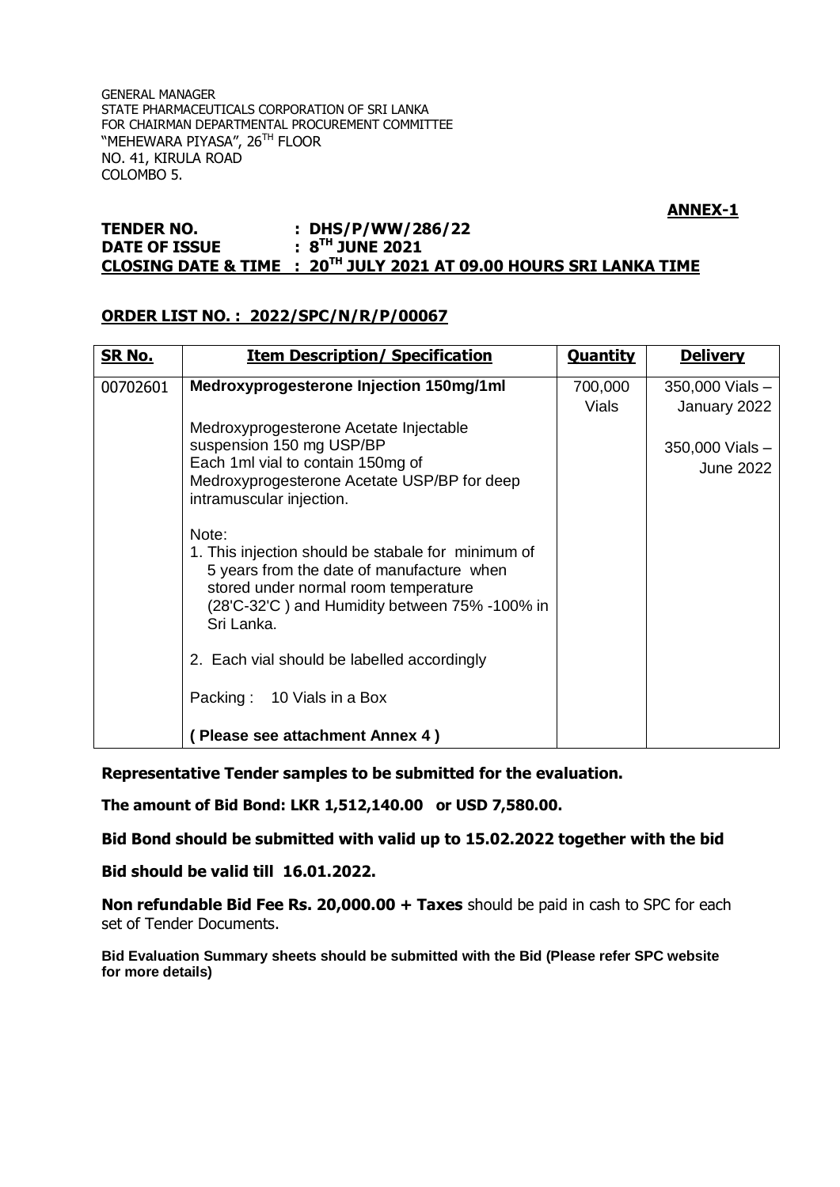GENERAL MANAGER
STATE PHARMACEUTICALS CORPORATION OF SRI LANKA
FOR CHAIRMAN DEPARTMENTAL PROCUREMENT COMMITTEE
"MEHEWARA PIYASA", 26TH FLOOR
NO. 41, KIRULA ROAD
COLOMBO 5.

**ANNEX-1**

**TENDER NO. : DHS/P/WW/286/22**
**DATE OF ISSUE : 8TH JUNE 2021**
**CLOSING DATE & TIME : 20TH JULY 2021 AT 09.00 HOURS SRI LANKA TIME**

**ORDER LIST NO. : 2022/SPC/N/R/P/00067**

| SR No. | Item Description/ Specification | Quantity | Delivery |
|---|---|---|---|
| 00702601 | **Medroxyprogesterone Injection 150mg/1ml**<br><br>Medroxyprogesterone Acetate Injectable suspension 150 mg USP/BP<br>Each 1ml vial to contain 150mg of Medroxyprogesterone Acetate USP/BP for deep intramuscular injection.<br><br>Note:<br>1. This injection should be stabale for minimum of 5 years from the date of manufacture when stored under normal room temperature (28'C-32'C ) and Humidity between 75% -100% in Sri Lanka.<br><br>2. Each vial should be labelled accordingly<br><br>Packing : 10 Vials in a Box<br><br>**( Please see attachment Annex 4 )** | 700,000 Vials | 350,000 Vials – January 2022<br><br>350,000 Vials – June 2022 |

**Representative Tender samples to be submitted for the evaluation.**

**The amount of Bid Bond: LKR 1,512,140.00 or USD 7,580.00.**

**Bid Bond should be submitted with valid up to 15.02.2022 together with the bid**

**Bid should be valid till 16.01.2022.**

**Non refundable Bid Fee Rs. 20,000.00 + Taxes** should be paid in cash to SPC for each set of Tender Documents.

**Bid Evaluation Summary sheets should be submitted with the Bid (Please refer SPC website for more details)**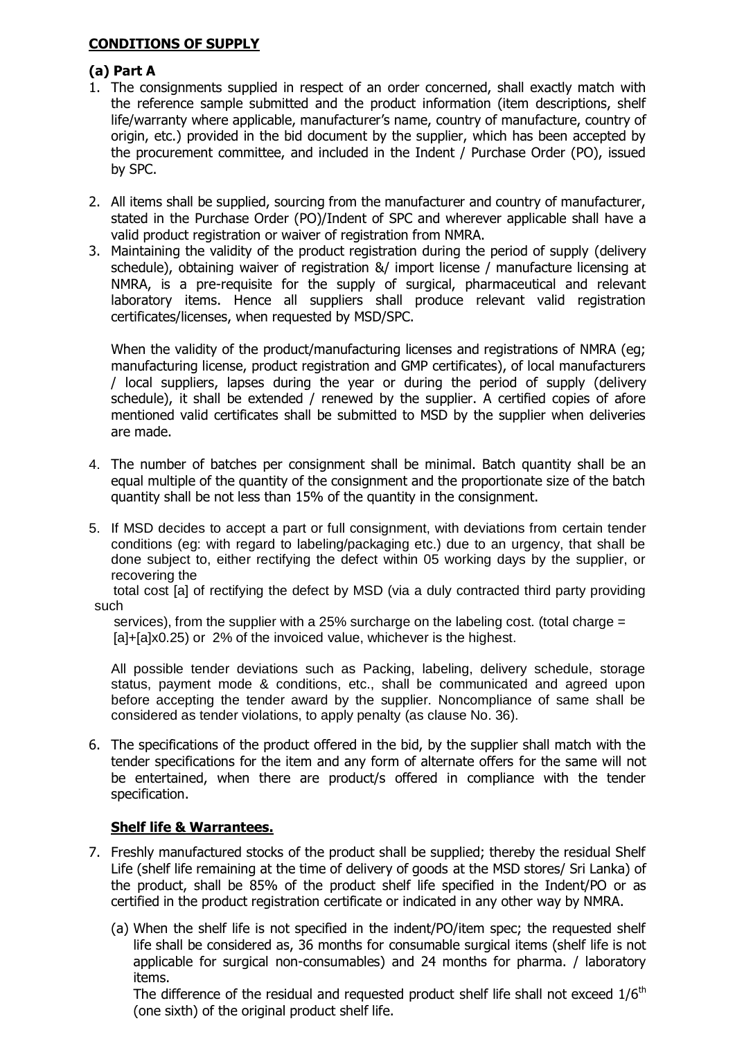**CONDITIONS OF SUPPLY**

**(a) Part A**

1. The consignments supplied in respect of an order concerned, shall exactly match with the reference sample submitted and the product information (item descriptions, shelf life/warranty where applicable, manufacturer's name, country of manufacture, country of origin, etc.) provided in the bid document by the supplier, which has been accepted by the procurement committee, and included in the Indent / Purchase Order (PO), issued by SPC.

2. All items shall be supplied, sourcing from the manufacturer and country of manufacturer, stated in the Purchase Order (PO)/Indent of SPC and wherever applicable shall have a valid product registration or waiver of registration from NMRA.

3. Maintaining the validity of the product registration during the period of supply (delivery schedule), obtaining waiver of registration &/ import license / manufacture licensing at NMRA, is a pre-requisite for the supply of surgical, pharmaceutical and relevant laboratory items. Hence all suppliers shall produce relevant valid registration certificates/licenses, when requested by MSD/SPC.

   When the validity of the product/manufacturing licenses and registrations of NMRA (eg; manufacturing license, product registration and GMP certificates), of local manufacturers / local suppliers, lapses during the year or during the period of supply (delivery schedule), it shall be extended / renewed by the supplier. A certified copies of afore mentioned valid certificates shall be submitted to MSD by the supplier when deliveries are made.

4. The number of batches per consignment shall be minimal. Batch quantity shall be an equal multiple of the quantity of the consignment and the proportionate size of the batch quantity shall be not less than 15% of the quantity in the consignment.

5. If MSD decides to accept a part or full consignment, with deviations from certain tender conditions (eg: with regard to labeling/packaging etc.) due to an urgency, that shall be done subject to, either rectifying the defect within 05 working days by the supplier, or recovering the total cost [a] of rectifying the defect by MSD (via a duly contracted third party providing such services), from the supplier with a 25% surcharge on the labeling cost. (total charge = [a]+[a]x0.25) or 2% of the invoiced value, whichever is the highest.

   All possible tender deviations such as Packing, labeling, delivery schedule, storage status, payment mode & conditions, etc., shall be communicated and agreed upon before accepting the tender award by the supplier. Noncompliance of same shall be considered as tender violations, to apply penalty (as clause No. 36).

6. The specifications of the product offered in the bid, by the supplier shall match with the tender specifications for the item and any form of alternate offers for the same will not be entertained, when there are product/s offered in compliance with the tender specification.

**Shelf life & Warrantees.**

7. Freshly manufactured stocks of the product shall be supplied; thereby the residual Shelf Life (shelf life remaining at the time of delivery of goods at the MSD stores/ Sri Lanka) of the product, shall be 85% of the product shelf life specified in the Indent/PO or as certified in the product registration certificate or indicated in any other way by NMRA.

   (a) When the shelf life is not specified in the indent/PO/item spec; the requested shelf life shall be considered as, 36 months for consumable surgical items (shelf life is not applicable for surgical non-consumables) and 24 months for pharma. / laboratory items.
   The difference of the residual and requested product shelf life shall not exceed 1/6th (one sixth) of the original product shelf life.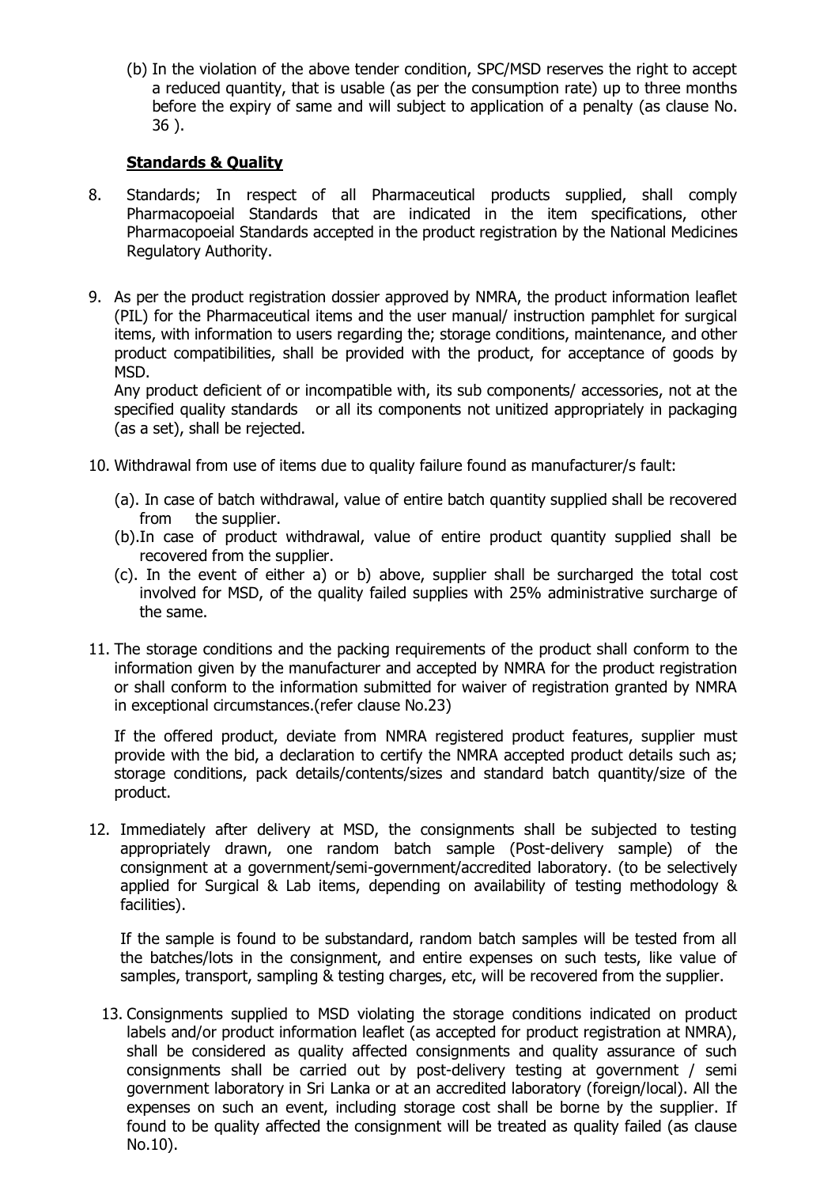(b) In the violation of the above tender condition, SPC/MSD reserves the right to accept a reduced quantity, that is usable (as per the consumption rate) up to three months before the expiry of same and will subject to application of a penalty (as clause No. 36 ).

**Standards & Quality**

8. Standards; In respect of all Pharmaceutical products supplied, shall comply Pharmacopoeial Standards that are indicated in the item specifications, other Pharmacopoeial Standards accepted in the product registration by the National Medicines Regulatory Authority.

9. As per the product registration dossier approved by NMRA, the product information leaflet (PIL) for the Pharmaceutical items and the user manual/ instruction pamphlet for surgical items, with information to users regarding the; storage conditions, maintenance, and other product compatibilities, shall be provided with the product, for acceptance of goods by MSD.

   Any product deficient of or incompatible with, its sub components/ accessories, not at the specified quality standards or all its components not unitized appropriately in packaging (as a set), shall be rejected.

10. Withdrawal from use of items due to quality failure found as manufacturer/s fault:

    (a). In case of batch withdrawal, value of entire batch quantity supplied shall be recovered from the supplier.

    (b).In case of product withdrawal, value of entire product quantity supplied shall be recovered from the supplier.

    (c). In the event of either a) or b) above, supplier shall be surcharged the total cost involved for MSD, of the quality failed supplies with 25% administrative surcharge of the same.

11. The storage conditions and the packing requirements of the product shall conform to the information given by the manufacturer and accepted by NMRA for the product registration or shall conform to the information submitted for waiver of registration granted by NMRA in exceptional circumstances.(refer clause No.23)

    If the offered product, deviate from NMRA registered product features, supplier must provide with the bid, a declaration to certify the NMRA accepted product details such as; storage conditions, pack details/contents/sizes and standard batch quantity/size of the product.

12. Immediately after delivery at MSD, the consignments shall be subjected to testing appropriately drawn, one random batch sample (Post-delivery sample) of the consignment at a government/semi-government/accredited laboratory. (to be selectively applied for Surgical & Lab items, depending on availability of testing methodology & facilities).

    If the sample is found to be substandard, random batch samples will be tested from all the batches/lots in the consignment, and entire expenses on such tests, like value of samples, transport, sampling & testing charges, etc, will be recovered from the supplier.

13. Consignments supplied to MSD violating the storage conditions indicated on product labels and/or product information leaflet (as accepted for product registration at NMRA), shall be considered as quality affected consignments and quality assurance of such consignments shall be carried out by post-delivery testing at government / semi government laboratory in Sri Lanka or at an accredited laboratory (foreign/local). All the expenses on such an event, including storage cost shall be borne by the supplier. If found to be quality affected the consignment will be treated as quality failed (as clause No.10).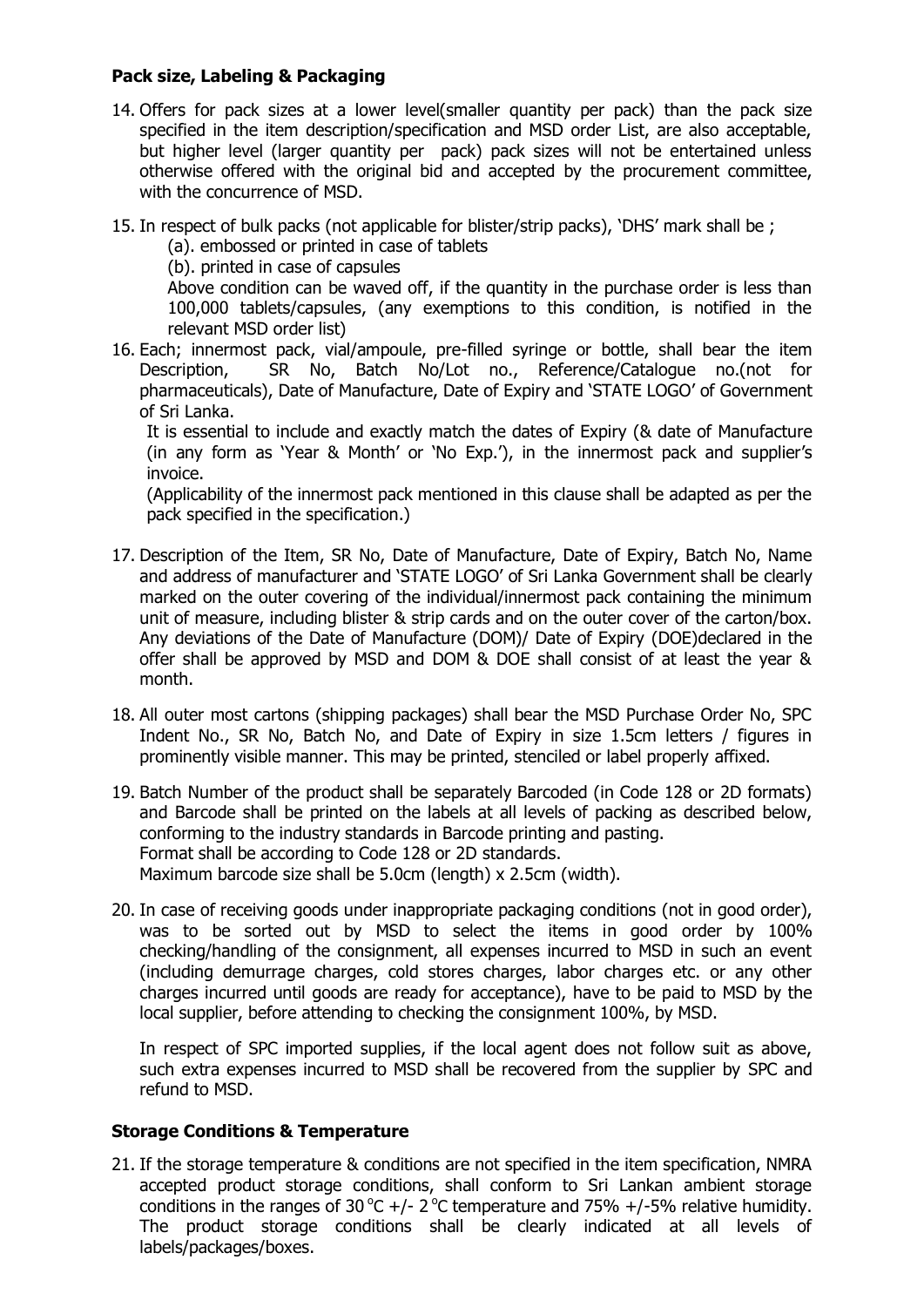**Pack size, Labeling & Packaging**

14. Offers for pack sizes at a lower level(smaller quantity per pack) than the pack size specified in the item description/specification and MSD order List, are also acceptable, but higher level (larger quantity per pack) pack sizes will not be entertained unless otherwise offered with the original bid and accepted by the procurement committee, with the concurrence of MSD.

15. In respect of bulk packs (not applicable for blister/strip packs), 'DHS' mark shall be ;

    (a). embossed or printed in case of tablets

    (b). printed in case of capsules

    Above condition can be waved off, if the quantity in the purchase order is less than 100,000 tablets/capsules, (any exemptions to this condition, is notified in the relevant MSD order list)

16. Each; innermost pack, vial/ampoule, pre-filled syringe or bottle, shall bear the item Description, SR No, Batch No/Lot no., Reference/Catalogue no.(not for pharmaceuticals), Date of Manufacture, Date of Expiry and 'STATE LOGO' of Government of Sri Lanka.

    It is essential to include and exactly match the dates of Expiry (& date of Manufacture (in any form as 'Year & Month' or 'No Exp.'), in the innermost pack and supplier's invoice.

    (Applicability of the innermost pack mentioned in this clause shall be adapted as per the pack specified in the specification.)

17. Description of the Item, SR No, Date of Manufacture, Date of Expiry, Batch No, Name and address of manufacturer and 'STATE LOGO' of Sri Lanka Government shall be clearly marked on the outer covering of the individual/innermost pack containing the minimum unit of measure, including blister & strip cards and on the outer cover of the carton/box. Any deviations of the Date of Manufacture (DOM)/ Date of Expiry (DOE)declared in the offer shall be approved by MSD and DOM & DOE shall consist of at least the year & month.

18. All outer most cartons (shipping packages) shall bear the MSD Purchase Order No, SPC Indent No., SR No, Batch No, and Date of Expiry in size 1.5cm letters / figures in prominently visible manner. This may be printed, stenciled or label properly affixed.

19. Batch Number of the product shall be separately Barcoded (in Code 128 or 2D formats) and Barcode shall be printed on the labels at all levels of packing as described below, conforming to the industry standards in Barcode printing and pasting.

    Format shall be according to Code 128 or 2D standards.

    Maximum barcode size shall be 5.0cm (length) x 2.5cm (width).

20. In case of receiving goods under inappropriate packaging conditions (not in good order), was to be sorted out by MSD to select the items in good order by 100% checking/handling of the consignment, all expenses incurred to MSD in such an event (including demurrage charges, cold stores charges, labor charges etc. or any other charges incurred until goods are ready for acceptance), have to be paid to MSD by the local supplier, before attending to checking the consignment 100%, by MSD.

    In respect of SPC imported supplies, if the local agent does not follow suit as above, such extra expenses incurred to MSD shall be recovered from the supplier by SPC and refund to MSD.

**Storage Conditions & Temperature**

21. If the storage temperature & conditions are not specified in the item specification, NMRA accepted product storage conditions, shall conform to Sri Lankan ambient storage conditions in the ranges of 30 °C +/- 2 °C temperature and 75% +/-5% relative humidity. The product storage conditions shall be clearly indicated at all levels of labels/packages/boxes.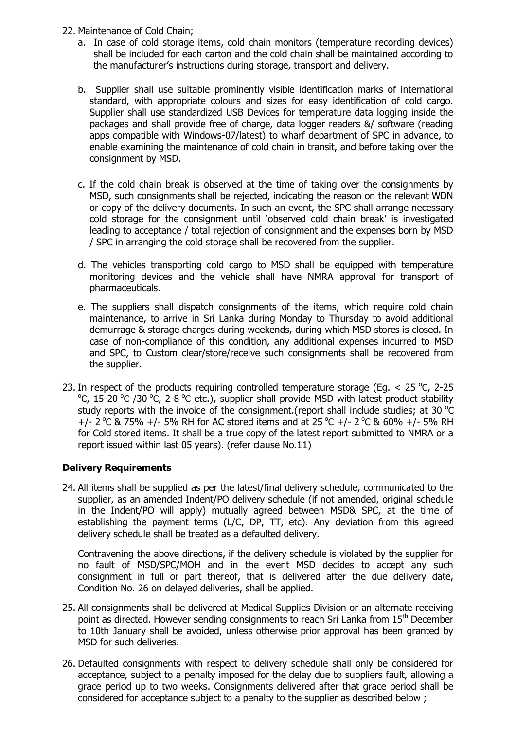22. Maintenance of Cold Chain;
    a. In case of cold storage items, cold chain monitors (temperature recording devices) shall be included for each carton and the cold chain shall be maintained according to the manufacturer's instructions during storage, transport and delivery.

    b. Supplier shall use suitable prominently visible identification marks of international standard, with appropriate colours and sizes for easy identification of cold cargo. Supplier shall use standardized USB Devices for temperature data logging inside the packages and shall provide free of charge, data logger readers &/ software (reading apps compatible with Windows-07/latest) to wharf department of SPC in advance, to enable examining the maintenance of cold chain in transit, and before taking over the consignment by MSD.

    c. If the cold chain break is observed at the time of taking over the consignments by MSD, such consignments shall be rejected, indicating the reason on the relevant WDN or copy of the delivery documents. In such an event, the SPC shall arrange necessary cold storage for the consignment until 'observed cold chain break' is investigated leading to acceptance / total rejection of consignment and the expenses born by MSD / SPC in arranging the cold storage shall be recovered from the supplier.

    d. The vehicles transporting cold cargo to MSD shall be equipped with temperature monitoring devices and the vehicle shall have NMRA approval for transport of pharmaceuticals.

    e. The suppliers shall dispatch consignments of the items, which require cold chain maintenance, to arrive in Sri Lanka during Monday to Thursday to avoid additional demurrage & storage charges during weekends, during which MSD stores is closed. In case of non-compliance of this condition, any additional expenses incurred to MSD and SPC, to Custom clear/store/receive such consignments shall be recovered from the supplier.

23. In respect of the products requiring controlled temperature storage (Eg. < 25 °C, 2-25 °C, 15-20 °C /30 °C, 2-8 °C etc.), supplier shall provide MSD with latest product stability study reports with the invoice of the consignment.(report shall include studies; at 30 °C +/- 2 °C & 75% +/- 5% RH for AC stored items and at 25 °C +/- 2 °C & 60% +/- 5% RH for Cold stored items. It shall be a true copy of the latest report submitted to NMRA or a report issued within last 05 years). (refer clause No.11)

### Delivery Requirements

24. All items shall be supplied as per the latest/final delivery schedule, communicated to the supplier, as an amended Indent/PO delivery schedule (if not amended, original schedule in the Indent/PO will apply) mutually agreed between MSD& SPC, at the time of establishing the payment terms (L/C, DP, TT, etc). Any deviation from this agreed delivery schedule shall be treated as a defaulted delivery.

    Contravening the above directions, if the delivery schedule is violated by the supplier for no fault of MSD/SPC/MOH and in the event MSD decides to accept any such consignment in full or part thereof, that is delivered after the due delivery date, Condition No. 26 on delayed deliveries, shall be applied.

25. All consignments shall be delivered at Medical Supplies Division or an alternate receiving point as directed. However sending consignments to reach Sri Lanka from 15th December to 10th January shall be avoided, unless otherwise prior approval has been granted by MSD for such deliveries.

26. Defaulted consignments with respect to delivery schedule shall only be considered for acceptance, subject to a penalty imposed for the delay due to suppliers fault, allowing a grace period up to two weeks. Consignments delivered after that grace period shall be considered for acceptance subject to a penalty to the supplier as described below ;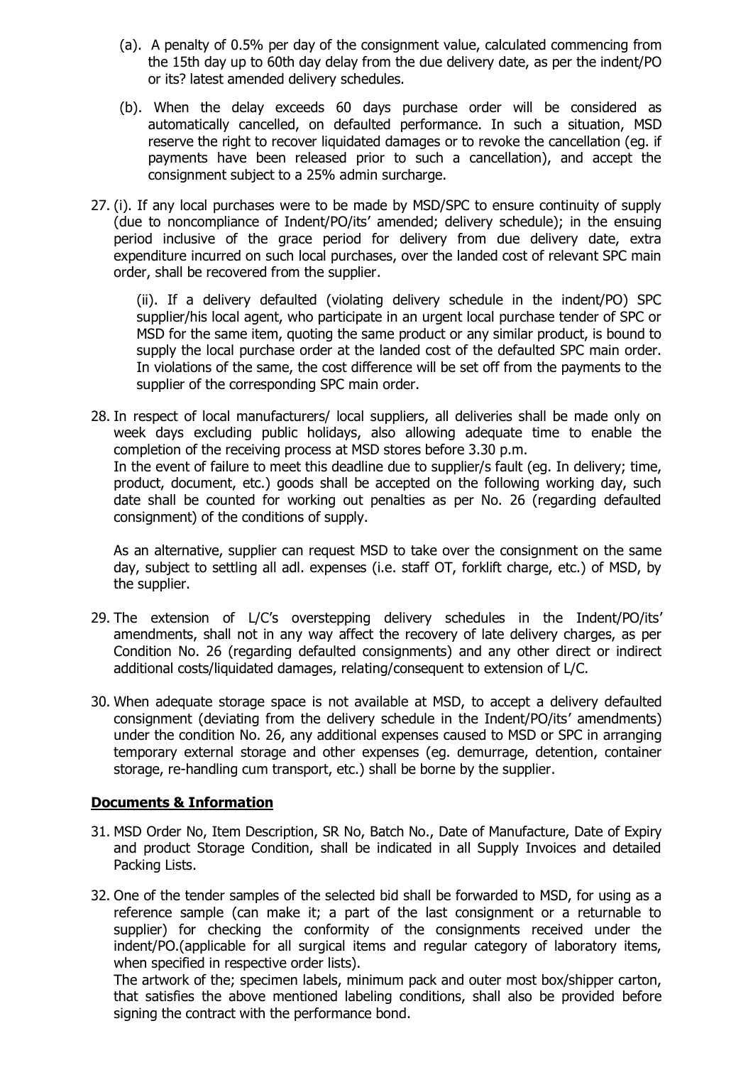(a). A penalty of 0.5% per day of the consignment value, calculated commencing from the 15th day up to 60th day delay from the due delivery date, as per the indent/PO or its? latest amended delivery schedules.

(b). When the delay exceeds 60 days purchase order will be considered as automatically cancelled, on defaulted performance. In such a situation, MSD reserve the right to recover liquidated damages or to revoke the cancellation (eg. if payments have been released prior to such a cancellation), and accept the consignment subject to a 25% admin surcharge.

27. (i). If any local purchases were to be made by MSD/SPC to ensure continuity of supply (due to noncompliance of Indent/PO/its' amended; delivery schedule); in the ensuing period inclusive of the grace period for delivery from due delivery date, extra expenditure incurred on such local purchases, over the landed cost of relevant SPC main order, shall be recovered from the supplier.

    (ii). If a delivery defaulted (violating delivery schedule in the indent/PO) SPC supplier/his local agent, who participate in an urgent local purchase tender of SPC or MSD for the same item, quoting the same product or any similar product, is bound to supply the local purchase order at the landed cost of the defaulted SPC main order. In violations of the same, the cost difference will be set off from the payments to the supplier of the corresponding SPC main order.

28. In respect of local manufacturers/ local suppliers, all deliveries shall be made only on week days excluding public holidays, also allowing adequate time to enable the completion of the receiving process at MSD stores before 3.30 p.m.
    In the event of failure to meet this deadline due to supplier/s fault (eg. In delivery; time, product, document, etc.) goods shall be accepted on the following working day, such date shall be counted for working out penalties as per No. 26 (regarding defaulted consignment) of the conditions of supply.

    As an alternative, supplier can request MSD to take over the consignment on the same day, subject to settling all adl. expenses (i.e. staff OT, forklift charge, etc.) of MSD, by the supplier.

29. The extension of L/C's overstepping delivery schedules in the Indent/PO/its' amendments, shall not in any way affect the recovery of late delivery charges, as per Condition No. 26 (regarding defaulted consignments) and any other direct or indirect additional costs/liquidated damages, relating/consequent to extension of L/C.

30. When adequate storage space is not available at MSD, to accept a delivery defaulted consignment (deviating from the delivery schedule in the Indent/PO/its' amendments) under the condition No. 26, any additional expenses caused to MSD or SPC in arranging temporary external storage and other expenses (eg. demurrage, detention, container storage, re-handling cum transport, etc.) shall be borne by the supplier.

## Documents & Information

31. MSD Order No, Item Description, SR No, Batch No., Date of Manufacture, Date of Expiry and product Storage Condition, shall be indicated in all Supply Invoices and detailed Packing Lists.

32. One of the tender samples of the selected bid shall be forwarded to MSD, for using as a reference sample (can make it; a part of the last consignment or a returnable to supplier) for checking the conformity of the consignments received under the indent/PO.(applicable for all surgical items and regular category of laboratory items, when specified in respective order lists).
    The artwork of the; specimen labels, minimum pack and outer most box/shipper carton, that satisfies the above mentioned labeling conditions, shall also be provided before signing the contract with the performance bond.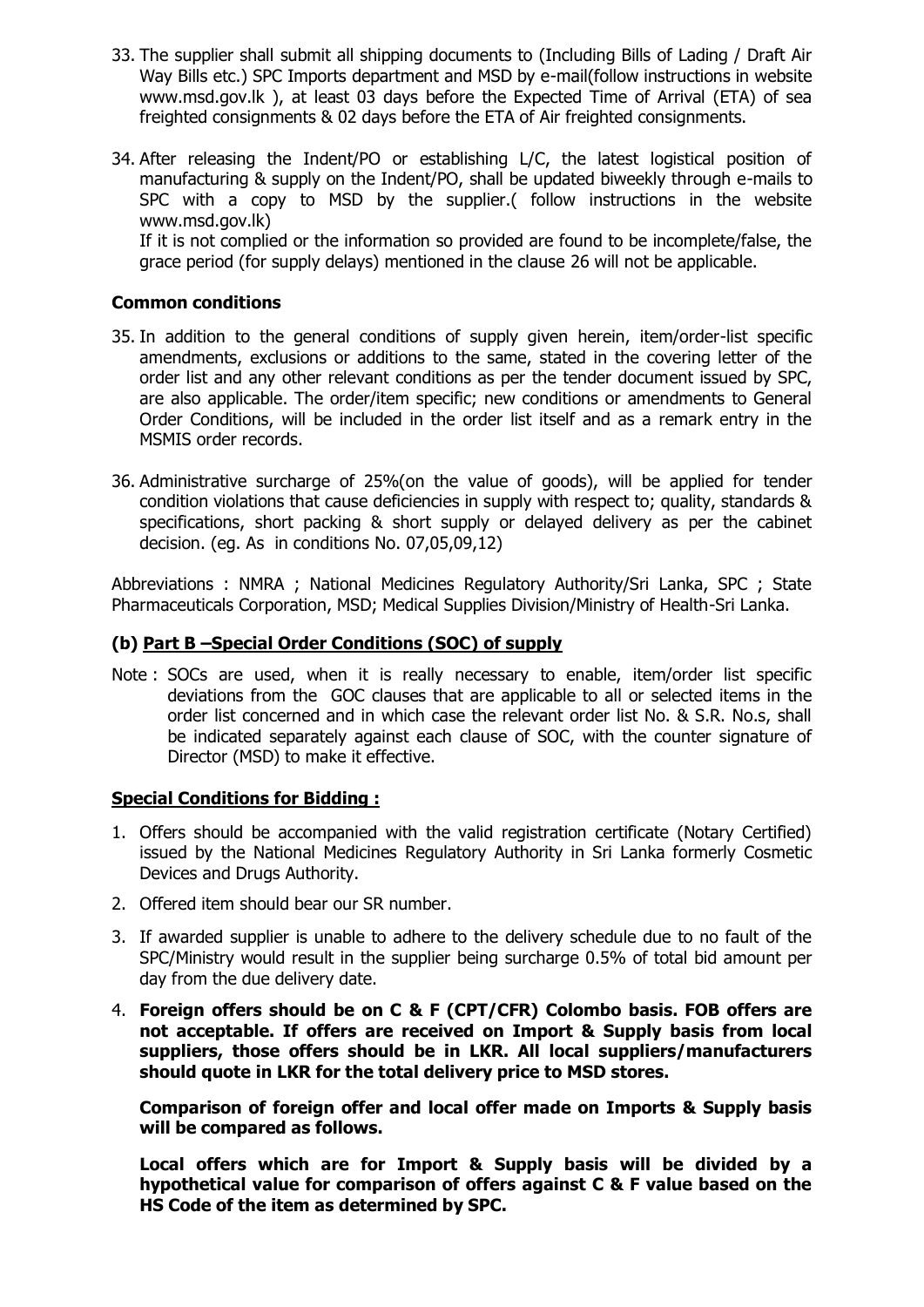33. The supplier shall submit all shipping documents to (Including Bills of Lading / Draft Air Way Bills etc.) SPC Imports department and MSD by e-mail(follow instructions in website www.msd.gov.lk ), at least 03 days before the Expected Time of Arrival (ETA) of sea freighted consignments & 02 days before the ETA of Air freighted consignments.

34. After releasing the Indent/PO or establishing L/C, the latest logistical position of manufacturing & supply on the Indent/PO, shall be updated biweekly through e-mails to SPC with a copy to MSD by the supplier.( follow instructions in the website www.msd.gov.lk)
    If it is not complied or the information so provided are found to be incomplete/false, the grace period (for supply delays) mentioned in the clause 26 will not be applicable.

**Common conditions**

35. In addition to the general conditions of supply given herein, item/order-list specific amendments, exclusions or additions to the same, stated in the covering letter of the order list and any other relevant conditions as per the tender document issued by SPC, are also applicable. The order/item specific; new conditions or amendments to General Order Conditions, will be included in the order list itself and as a remark entry in the MSMIS order records.

36. Administrative surcharge of 25%(on the value of goods), will be applied for tender condition violations that cause deficiencies in supply with respect to; quality, standards & specifications, short packing & short supply or delayed delivery as per the cabinet decision. (eg. As in conditions No. 07,05,09,12)

Abbreviations : NMRA ; National Medicines Regulatory Authority/Sri Lanka, SPC ; State Pharmaceuticals Corporation, MSD; Medical Supplies Division/Ministry of Health-Sri Lanka.

### (b) Part B –Special Order Conditions (SOC) of supply

Note : SOCs are used, when it is really necessary to enable, item/order list specific deviations from the GOC clauses that are applicable to all or selected items in the order list concerned and in which case the relevant order list No. & S.R. No.s, shall be indicated separately against each clause of SOC, with the counter signature of Director (MSD) to make it effective.

**Special Conditions for Bidding :**

1. Offers should be accompanied with the valid registration certificate (Notary Certified) issued by the National Medicines Regulatory Authority in Sri Lanka formerly Cosmetic Devices and Drugs Authority.

2. Offered item should bear our SR number.

3. If awarded supplier is unable to adhere to the delivery schedule due to no fault of the SPC/Ministry would result in the supplier being surcharge 0.5% of total bid amount per day from the due delivery date.

4. **Foreign offers should be on C & F (CPT/CFR) Colombo basis. FOB offers are not acceptable. If offers are received on Import & Supply basis from local suppliers, those offers should be in LKR. All local suppliers/manufacturers should quote in LKR for the total delivery price to MSD stores.**

   **Comparison of foreign offer and local offer made on Imports & Supply basis will be compared as follows.**

   **Local offers which are for Import & Supply basis will be divided by a hypothetical value for comparison of offers against C & F value based on the HS Code of the item as determined by SPC.**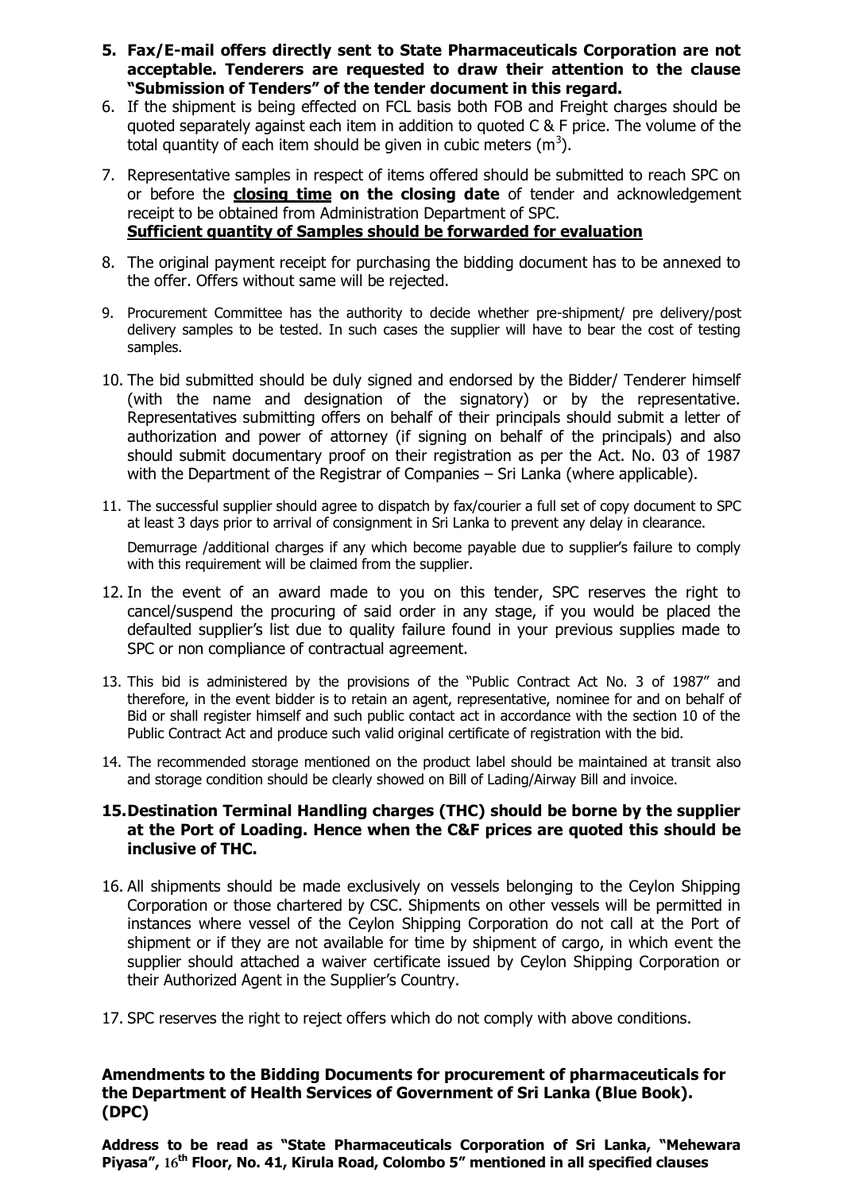5. **Fax/E-mail offers directly sent to State Pharmaceuticals Corporation are not acceptable. Tenderers are requested to draw their attention to the clause "Submission of Tenders" of the tender document in this regard.**
6. If the shipment is being effected on FCL basis both FOB and Freight charges should be quoted separately against each item in addition to quoted C & F price. The volume of the total quantity of each item should be given in cubic meters ($m^3$).
7. Representative samples in respect of items offered should be submitted to reach SPC on or before the **closing time on the closing date** of tender and acknowledgement receipt to be obtained from Administration Department of SPC.
   **Sufficient quantity of Samples should be forwarded for evaluation**
8. The original payment receipt for purchasing the bidding document has to be annexed to the offer. Offers without same will be rejected.
9. Procurement Committee has the authority to decide whether pre-shipment/ pre delivery/post delivery samples to be tested. In such cases the supplier will have to bear the cost of testing samples.
10. The bid submitted should be duly signed and endorsed by the Bidder/ Tenderer himself (with the name and designation of the signatory) or by the representative. Representatives submitting offers on behalf of their principals should submit a letter of authorization and power of attorney (if signing on behalf of the principals) and also should submit documentary proof on their registration as per the Act. No. 03 of 1987 with the Department of the Registrar of Companies – Sri Lanka (where applicable).
11. The successful supplier should agree to dispatch by fax/courier a full set of copy document to SPC at least 3 days prior to arrival of consignment in Sri Lanka to prevent any delay in clearance.

    Demurrage /additional charges if any which become payable due to supplier's failure to comply with this requirement will be claimed from the supplier.
12. In the event of an award made to you on this tender, SPC reserves the right to cancel/suspend the procuring of said order in any stage, if you would be placed the defaulted supplier's list due to quality failure found in your previous supplies made to SPC or non compliance of contractual agreement.
13. This bid is administered by the provisions of the "Public Contract Act No. 3 of 1987" and therefore, in the event bidder is to retain an agent, representative, nominee for and on behalf of Bid or shall register himself and such public contact act in accordance with the section 10 of the Public Contract Act and produce such valid original certificate of registration with the bid.
14. The recommended storage mentioned on the product label should be maintained at transit also and storage condition should be clearly showed on Bill of Lading/Airway Bill and invoice.
15. **Destination Terminal Handling charges (THC) should be borne by the supplier at the Port of Loading. Hence when the C&F prices are quoted this should be inclusive of THC.**
16. All shipments should be made exclusively on vessels belonging to the Ceylon Shipping Corporation or those chartered by CSC. Shipments on other vessels will be permitted in instances where vessel of the Ceylon Shipping Corporation do not call at the Port of shipment or if they are not available for time by shipment of cargo, in which event the supplier should attached a waiver certificate issued by Ceylon Shipping Corporation or their Authorized Agent in the Supplier's Country.
17. SPC reserves the right to reject offers which do not comply with above conditions.

**Amendments to the Bidding Documents for procurement of pharmaceuticals for the Department of Health Services of Government of Sri Lanka (Blue Book). (DPC)**

**Address to be read as "State Pharmaceuticals Corporation of Sri Lanka, "Mehewara Piyasa", 16th Floor, No. 41, Kirula Road, Colombo 5" mentioned in all specified clauses**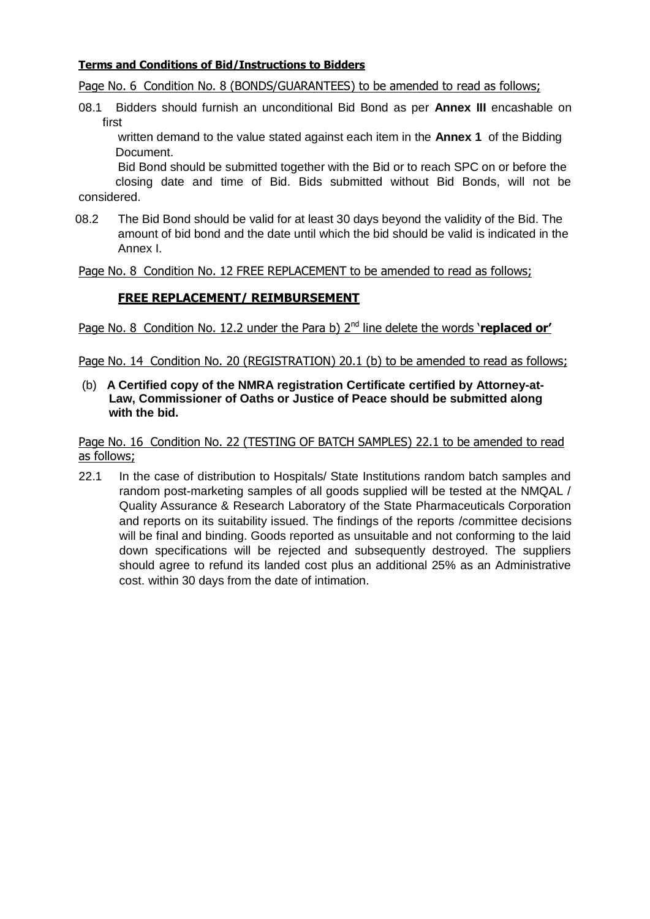**Terms and Conditions of Bid/Instructions to Bidders**

Page No. 6 Condition No. 8 (BONDS/GUARANTEES) to be amended to read as follows;

08.1 Bidders should furnish an unconditional Bid Bond as per **Annex III** encashable on first written demand to the value stated against each item in the **Annex 1** of the Bidding Document.

Bid Bond should be submitted together with the Bid or to reach SPC on or before the closing date and time of Bid. Bids submitted without Bid Bonds, will not be considered.

08.2 The Bid Bond should be valid for at least 30 days beyond the validity of the Bid. The amount of bid bond and the date until which the bid should be valid is indicated in the Annex I.

Page No. 8 Condition No. 12 FREE REPLACEMENT to be amended to read as follows;

**FREE REPLACEMENT/ REIMBURSEMENT**

Page No. 8 Condition No. 12.2 under the Para b) 2nd line delete the words '**replaced or'**

Page No. 14 Condition No. 20 (REGISTRATION) 20.1 (b) to be amended to read as follows;

(b) **A Certified copy of the NMRA registration Certificate certified by Attorney-at-Law, Commissioner of Oaths or Justice of Peace should be submitted along with the bid.**

Page No. 16 Condition No. 22 (TESTING OF BATCH SAMPLES) 22.1 to be amended to read as follows;

22.1 In the case of distribution to Hospitals/ State Institutions random batch samples and random post-marketing samples of all goods supplied will be tested at the NMQAL / Quality Assurance & Research Laboratory of the State Pharmaceuticals Corporation and reports on its suitability issued. The findings of the reports /committee decisions will be final and binding. Goods reported as unsuitable and not conforming to the laid down specifications will be rejected and subsequently destroyed. The suppliers should agree to refund its landed cost plus an additional 25% as an Administrative cost. within 30 days from the date of intimation.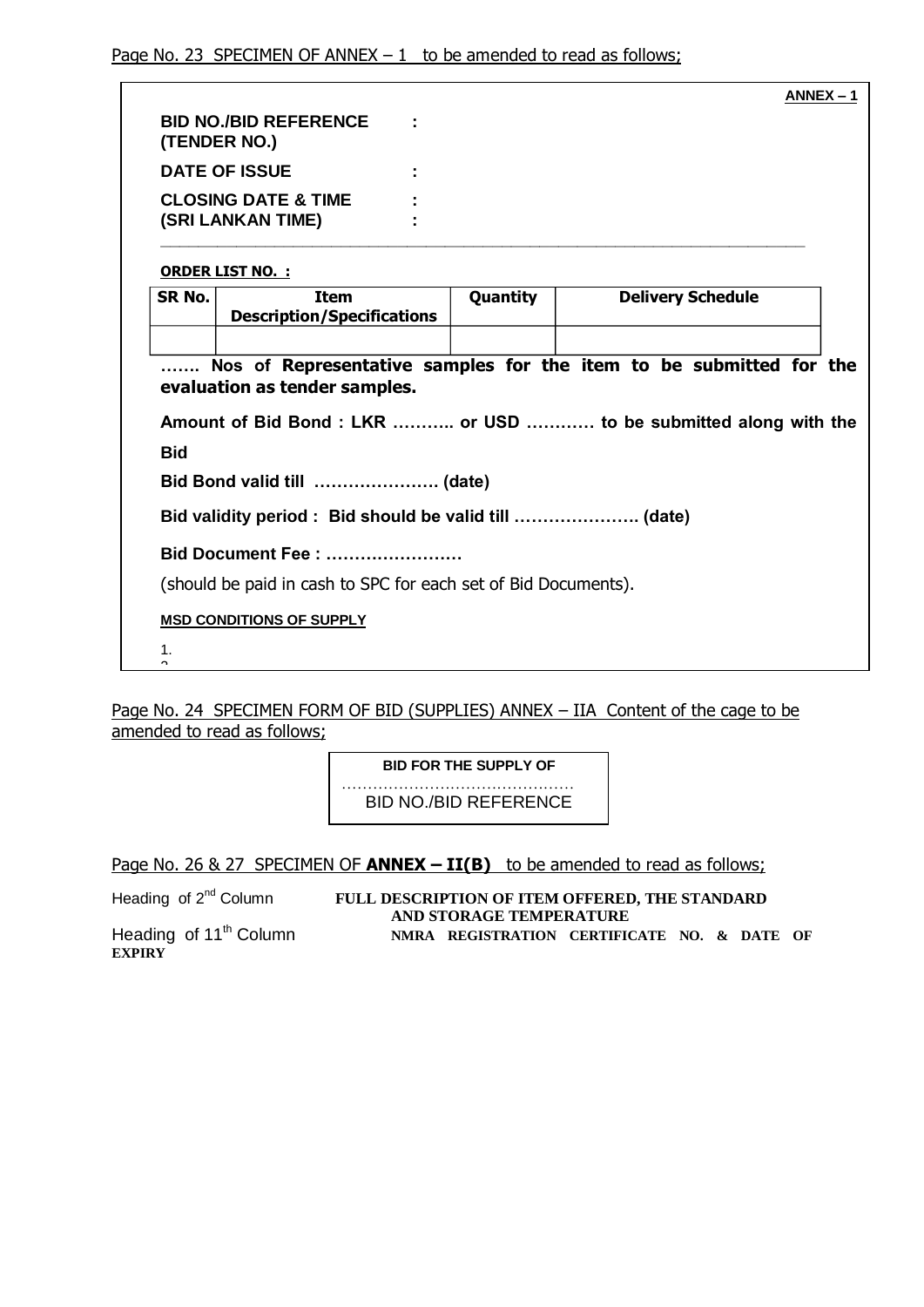Page No. 23 SPECIMEN OF ANNEX – 1 to be amended to read as follows;

**ANNEX – 1**

**BID NO./BID REFERENCE (TENDER NO.)** :

**DATE OF ISSUE** :

**CLOSING DATE & TIME** :
**(SRI LANKAN TIME)** :

**ORDER LIST NO. :**

| SR No. | Item Description/Specifications | Quantity | Delivery Schedule |
|---|---|---|---|
| | | | |

……. Nos of **Representative samples for the item to be submitted for the evaluation as tender samples.**

**Amount of Bid Bond : LKR ……….. or USD ………… to be submitted along with the Bid**

**Bid Bond valid till …………………. (date)**

**Bid validity period : Bid should be valid till …………………. (date)**

**Bid Document Fee : ……………………**

(should be paid in cash to SPC for each set of Bid Documents).

**MSD CONDITIONS OF SUPPLY**

1.

Page No. 24 SPECIMEN FORM OF BID (SUPPLIES) ANNEX – IIA Content of the cage to be amended to read as follows;

**BID FOR THE SUPPLY OF**
………………………………………
BID NO./BID REFERENCE

Page No. 26 & 27 SPECIMEN OF **ANNEX – II(B)** to be amended to read as follows;

Heading of 2[nd] Column — **FULL DESCRIPTION OF ITEM OFFERED, THE STANDARD AND STORAGE TEMPERATURE**

Heading of 11[th] Column — **NMRA REGISTRATION CERTIFICATE NO. & DATE OF EXPIRY**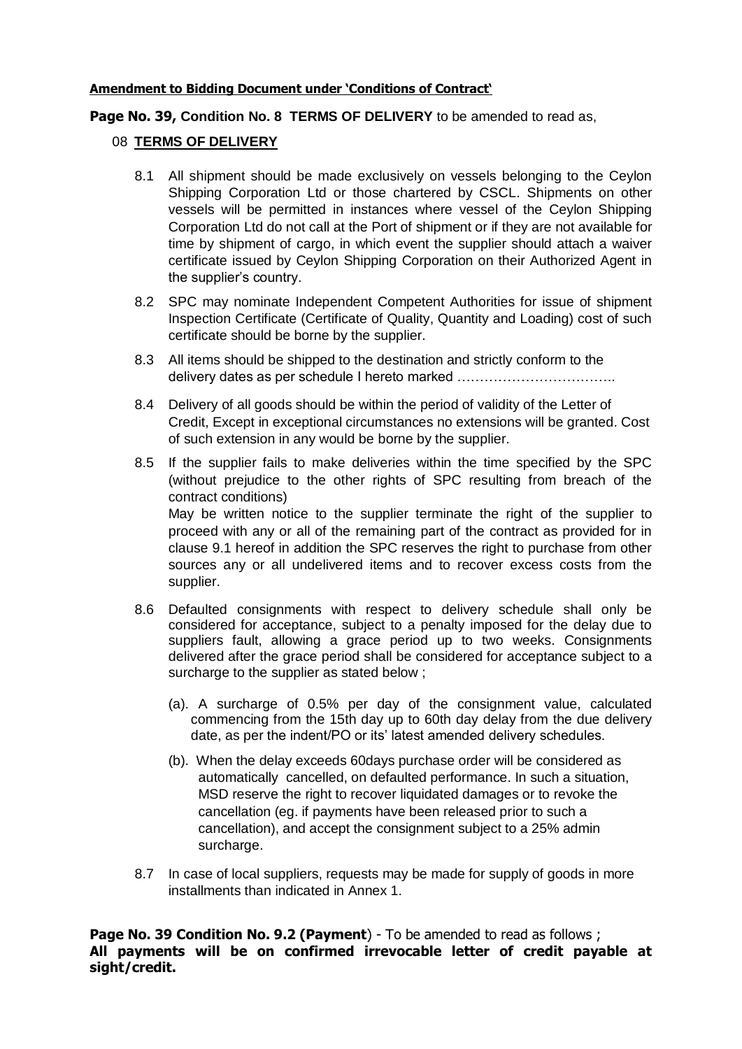**Amendment to Bidding Document under 'Conditions of Contract'**

**Page No. 39, Condition No. 8 TERMS OF DELIVERY** to be amended to read as,

08 **TERMS OF DELIVERY**

8.1 All shipment should be made exclusively on vessels belonging to the Ceylon Shipping Corporation Ltd or those chartered by CSCL. Shipments on other vessels will be permitted in instances where vessel of the Ceylon Shipping Corporation Ltd do not call at the Port of shipment or if they are not available for time by shipment of cargo, in which event the supplier should attach a waiver certificate issued by Ceylon Shipping Corporation on their Authorized Agent in the supplier's country.

8.2 SPC may nominate Independent Competent Authorities for issue of shipment Inspection Certificate (Certificate of Quality, Quantity and Loading) cost of such certificate should be borne by the supplier.

8.3 All items should be shipped to the destination and strictly conform to the delivery dates as per schedule I hereto marked ……………………………..

8.4 Delivery of all goods should be within the period of validity of the Letter of Credit, Except in exceptional circumstances no extensions will be granted. Cost of such extension in any would be borne by the supplier.

8.5 If the supplier fails to make deliveries within the time specified by the SPC (without prejudice to the other rights of SPC resulting from breach of the contract conditions)
May be written notice to the supplier terminate the right of the supplier to proceed with any or all of the remaining part of the contract as provided for in clause 9.1 hereof in addition the SPC reserves the right to purchase from other sources any or all undelivered items and to recover excess costs from the supplier.

8.6 Defaulted consignments with respect to delivery schedule shall only be considered for acceptance, subject to a penalty imposed for the delay due to suppliers fault, allowing a grace period up to two weeks. Consignments delivered after the grace period shall be considered for acceptance subject to a surcharge to the supplier as stated below ;

(a). A surcharge of 0.5% per day of the consignment value, calculated commencing from the 15th day up to 60th day delay from the due delivery date, as per the indent/PO or its' latest amended delivery schedules.

(b). When the delay exceeds 60days purchase order will be considered as automatically cancelled, on defaulted performance. In such a situation, MSD reserve the right to recover liquidated damages or to revoke the cancellation (eg. if payments have been released prior to such a cancellation), and accept the consignment subject to a 25% admin surcharge.

8.7 In case of local suppliers, requests may be made for supply of goods in more installments than indicated in Annex 1.

**Page No. 39 Condition No. 9.2 (Payment**) - To be amended to read as follows ;
**All payments will be on confirmed irrevocable letter of credit payable at sight/credit.**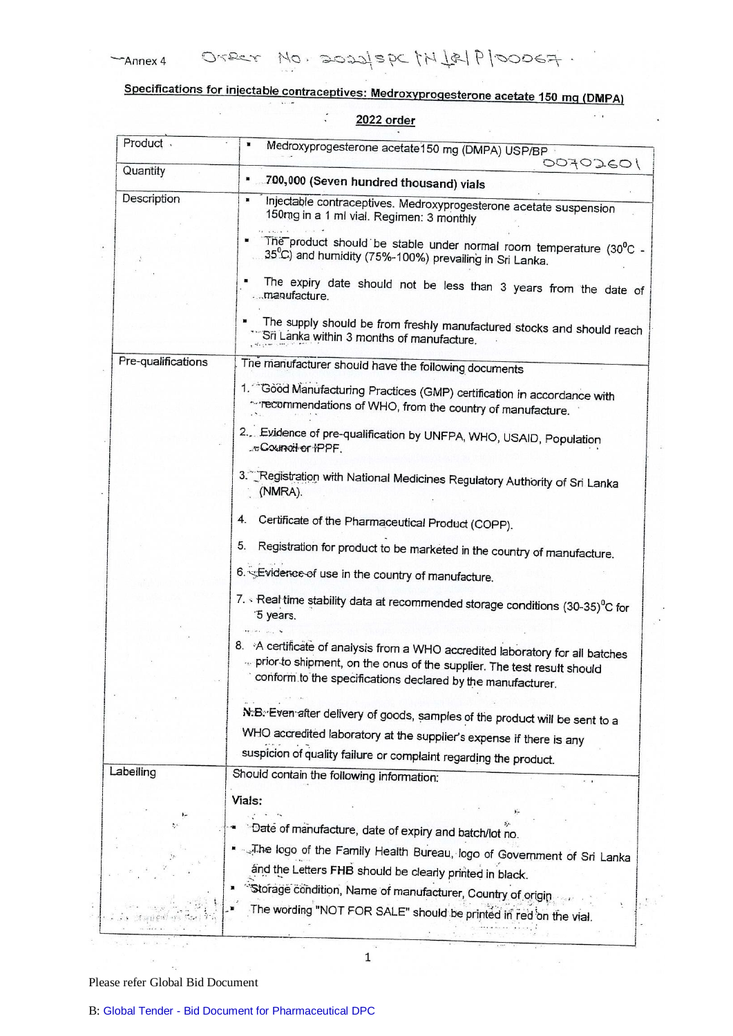Annex 4 Order No. 2022/SPC/N/R/P/00067.

**Specifications for injectable contraceptives: Medroxyprogesterone acetate 150 mg (DMPA)**

**2022 order**

| | |
|---|---|
| Product | • Medroxyprogesterone acetate150 mg (DMPA) USP/BP 00702601 |
| Quantity | • **700,000 (Seven hundred thousand) vials** |
| Description | • Injectable contraceptives. Medroxyprogesterone acetate suspension 150mg in a 1 ml vial. Regimen: 3 monthly<br>• The product should be stable under normal room temperature (30$^{0}$C - 35$^{0}$C) and humidity (75%-100%) prevailing in Sri Lanka.<br>• The expiry date should not be less than 3 years from the date of manufacture.<br>• The supply should be from freshly manufactured stocks and should reach Sri Lanka within 3 months of manufacture. |
| Pre-qualifications | The manufacturer should have the following documents<br>1. Good Manufacturing Practices (GMP) certification in accordance with recommendations of WHO, from the country of manufacture.<br>2. Evidence of pre-qualification by UNFPA, WHO, USAID, Population Council or IPPF.<br>3. Registration with National Medicines Regulatory Authority of Sri Lanka (NMRA).<br>4. Certificate of the Pharmaceutical Product (COPP).<br>5. Registration for product to be marketed in the country of manufacture.<br>6. Evidence of use in the country of manufacture.<br>7. Real time stability data at recommended storage conditions (30-35)$^{0}$C for 5 years.<br>8. A certificate of analysis from a WHO accredited laboratory for all batches prior to shipment, on the onus of the supplier. The test result should conform to the specifications declared by the manufacturer.<br>N.B: Even after delivery of goods, samples of the product will be sent to a WHO accredited laboratory at the supplier's expense if there is any suspicion of quality failure or complaint regarding the product. |
| Labelling | Should contain the following information:<br>**Vials:**<br>• Date of manufacture, date of expiry and batch/lot no.<br>• The logo of the Family Health Bureau, logo of Government of Sri Lanka and the Letters **FHB** should be clearly printed in black.<br>• Storage condition, Name of manufacturer, Country of origin<br>• The wording "NOT FOR SALE" should be printed in red on the vial. |

Please refer Global Bid Document

B: Global Tender - Bid Document for Pharmaceutical DPC